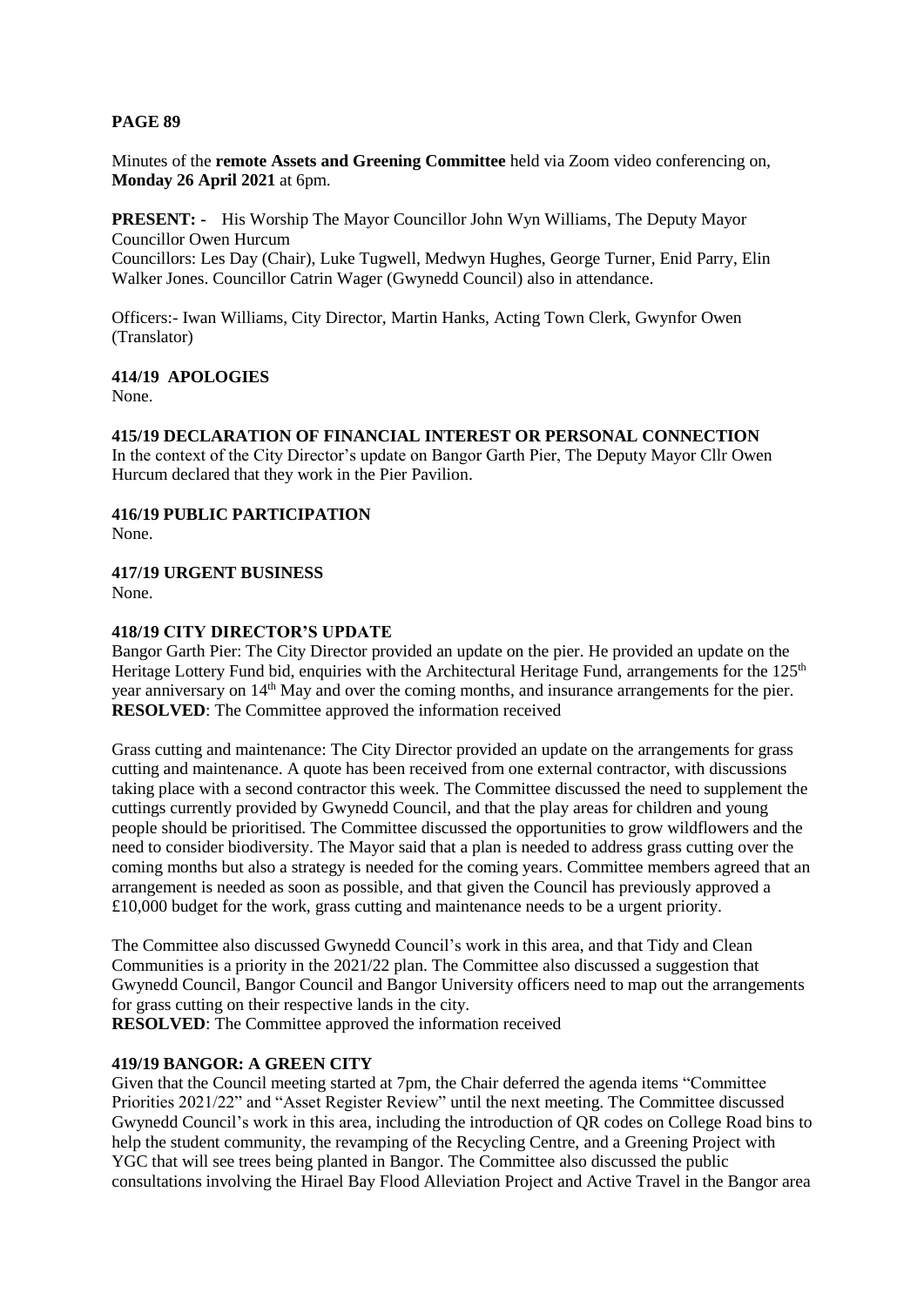**PAGE 89**

Minutes of the **remote Assets and Greening Committee** held via Zoom video conferencing on, **Monday 26 April 2021** at 6pm.

**PRESENT: -** His Worship The Mayor Councillor John Wyn Williams, The Deputy Mayor Councillor Owen Hurcum
Councillors: Les Day (Chair), Luke Tugwell, Medwyn Hughes, George Turner, Enid Parry, Elin Walker Jones. Councillor Catrin Wager (Gwynedd Council) also in attendance.

Officers:- Iwan Williams, City Director, Martin Hanks, Acting Town Clerk, Gwynfor Owen (Translator)

**414/19 APOLOGIES**
None.

**415/19 DECLARATION OF FINANCIAL INTEREST OR PERSONAL CONNECTION**
In the context of the City Director's update on Bangor Garth Pier, The Deputy Mayor Cllr Owen Hurcum declared that they work in the Pier Pavilion.

**416/19 PUBLIC PARTICIPATION**
None.

**417/19 URGENT BUSINESS**
None.

**418/19 CITY DIRECTOR'S UPDATE**
Bangor Garth Pier: The City Director provided an update on the pier. He provided an update on the Heritage Lottery Fund bid, enquiries with the Architectural Heritage Fund, arrangements for the 125th year anniversary on 14th May and over the coming months, and insurance arrangements for the pier.
**RESOLVED**: The Committee approved the information received

Grass cutting and maintenance: The City Director provided an update on the arrangements for grass cutting and maintenance. A quote has been received from one external contractor, with discussions taking place with a second contractor this week. The Committee discussed the need to supplement the cuttings currently provided by Gwynedd Council, and that the play areas for children and young people should be prioritised. The Committee discussed the opportunities to grow wildflowers and the need to consider biodiversity. The Mayor said that a plan is needed to address grass cutting over the coming months but also a strategy is needed for the coming years. Committee members agreed that an arrangement is needed as soon as possible, and that given the Council has previously approved a £10,000 budget for the work, grass cutting and maintenance needs to be a urgent priority.

The Committee also discussed Gwynedd Council's work in this area, and that Tidy and Clean Communities is a priority in the 2021/22 plan. The Committee also discussed a suggestion that Gwynedd Council, Bangor Council and Bangor University officers need to map out the arrangements for grass cutting on their respective lands in the city.
**RESOLVED**: The Committee approved the information received

**419/19 BANGOR: A GREEN CITY**
Given that the Council meeting started at 7pm, the Chair deferred the agenda items "Committee Priorities 2021/22" and "Asset Register Review" until the next meeting. The Committee discussed Gwynedd Council's work in this area, including the introduction of QR codes on College Road bins to help the student community, the revamping of the Recycling Centre, and a Greening Project with YGC that will see trees being planted in Bangor. The Committee also discussed the public consultations involving the Hirael Bay Flood Alleviation Project and Active Travel in the Bangor area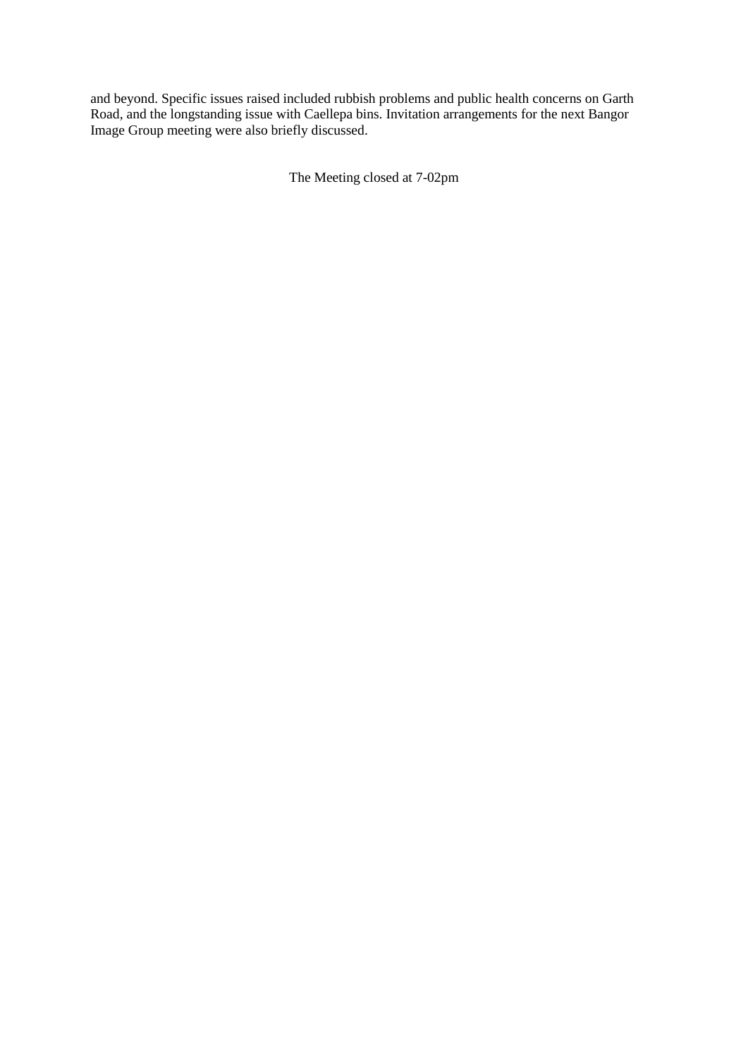and beyond. Specific issues raised included rubbish problems and public health concerns on Garth Road, and the longstanding issue with Caellepa bins. Invitation arrangements for the next Bangor Image Group meeting were also briefly discussed.

The Meeting closed at 7-02pm